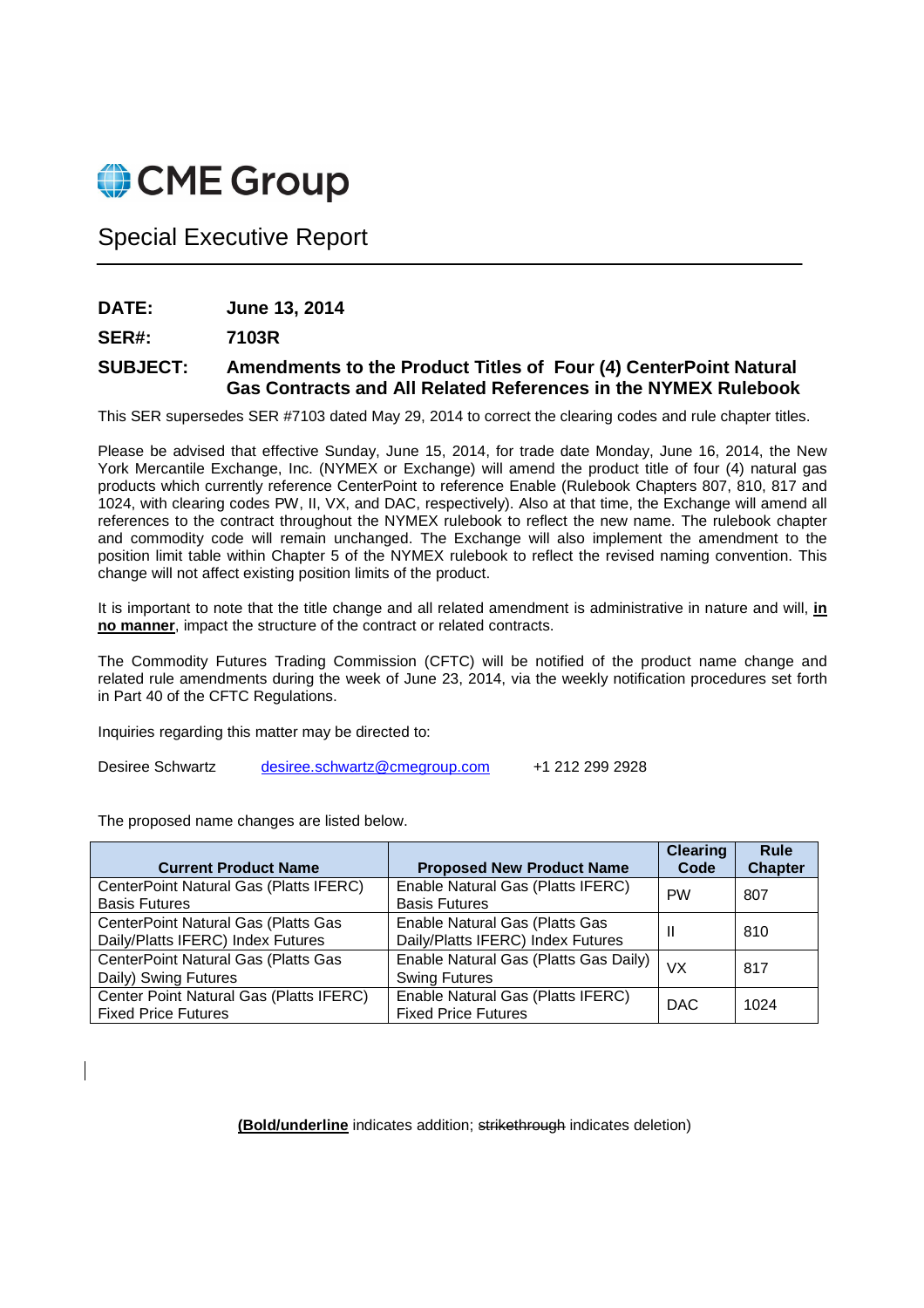# CME Group

## Special Executive Report

**DATE:** **June 13, 2014**

**SER#:** **7103R**

**SUBJECT:** **Amendments to the Product Titles of Four (4) CenterPoint Natural Gas Contracts and All Related References in the NYMEX Rulebook**

This SER supersedes SER #7103 dated May 29, 2014 to correct the clearing codes and rule chapter titles.

Please be advised that effective Sunday, June 15, 2014, for trade date Monday, June 16, 2014, the New York Mercantile Exchange, Inc. (NYMEX or Exchange) will amend the product title of four (4) natural gas products which currently reference CenterPoint to reference Enable (Rulebook Chapters 807, 810, 817 and 1024, with clearing codes PW, II, VX, and DAC, respectively). Also at that time, the Exchange will amend all references to the contract throughout the NYMEX rulebook to reflect the new name. The rulebook chapter and commodity code will remain unchanged. The Exchange will also implement the amendment to the position limit table within Chapter 5 of the NYMEX rulebook to reflect the revised naming convention. This change will not affect existing position limits of the product.

It is important to note that the title change and all related amendment is administrative in nature and will, **<u>in no manner</u>**, impact the structure of the contract or related contracts.

The Commodity Futures Trading Commission (CFTC) will be notified of the product name change and related rule amendments during the week of June 23, 2014, via the weekly notification procedures set forth in Part 40 of the CFTC Regulations.

Inquiries regarding this matter may be directed to:

Desiree Schwartz    desiree.schwartz@cmegroup.com    +1 212 299 2928

The proposed name changes are listed below.

| Current Product Name | Proposed New Product Name | Clearing Code | Rule Chapter |
|---|---|---|---|
| CenterPoint Natural Gas (Platts IFERC) Basis Futures | Enable Natural Gas (Platts IFERC) Basis Futures | PW | 807 |
| CenterPoint Natural Gas (Platts Gas Daily/Platts IFERC) Index Futures | Enable Natural Gas (Platts Gas Daily/Platts IFERC) Index Futures | II | 810 |
| CenterPoint Natural Gas (Platts Gas Daily) Swing Futures | Enable Natural Gas (Platts Gas Daily) Swing Futures | VX | 817 |
| Center Point Natural Gas (Platts IFERC) Fixed Price Futures | Enable Natural Gas (Platts IFERC) Fixed Price Futures | DAC | 1024 |

(**<u>Bold/underline</u>** indicates addition; ~~strikethrough~~ indicates deletion)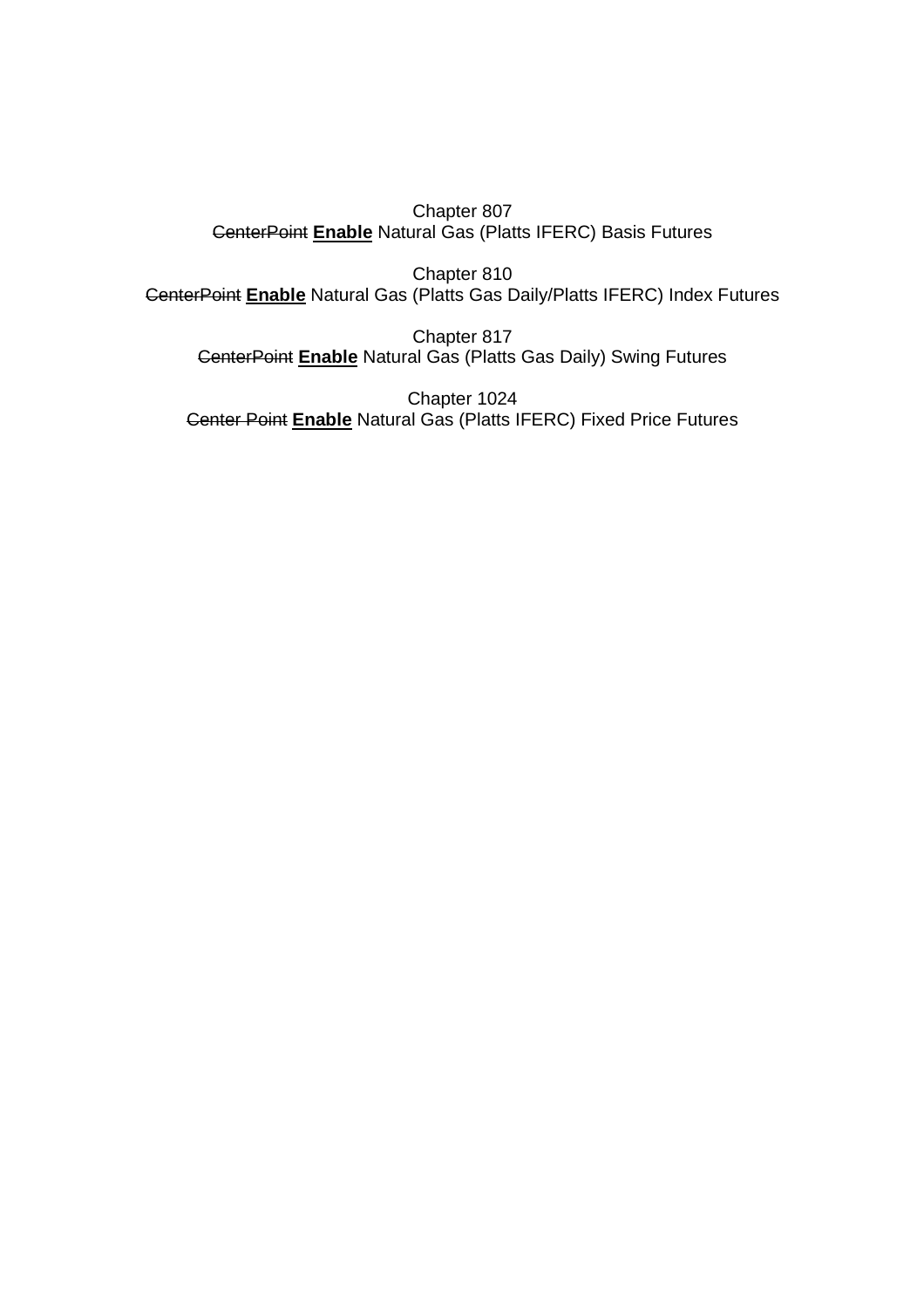Chapter 807
~~CenterPoint~~ **Enable** Natural Gas (Platts IFERC) Basis Futures

Chapter 810
~~CenterPoint~~ **Enable** Natural Gas (Platts Gas Daily/Platts IFERC) Index Futures

Chapter 817
~~CenterPoint~~ **Enable** Natural Gas (Platts Gas Daily) Swing Futures

Chapter 1024
~~Center Point~~ **Enable** Natural Gas (Platts IFERC) Fixed Price Futures